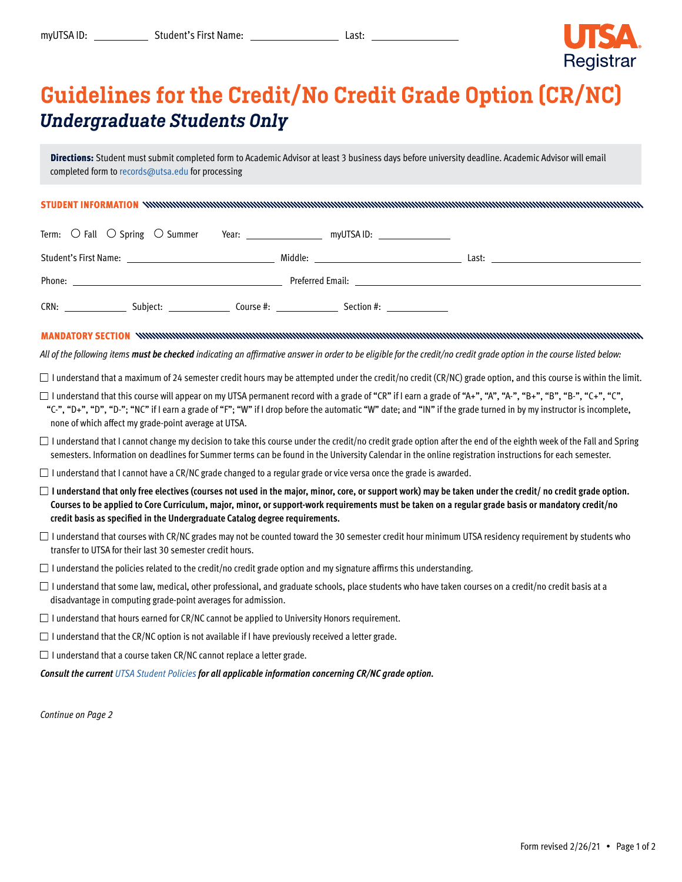myUTSA ID: __________ Student's First Name: ________________ Last: ________________

UTSA Registrar

# Guidelines for the Credit/No Credit Grade Option (CR/NC)

## *Undergraduate Students Only*

**Directions:** Student must submit completed form to Academic Advisor at least 3 business days before university deadline. Academic Advisor will email completed form to records@utsa.edu for processing

### STUDENT INFORMATION

Term: ○ Fall ○ Spring ○ Summer Year: ______________ myUTSA ID: ______________

Student's First Name: ________________________ Middle: ________________________ Last: ________________________

Phone: ________________________________ Preferred Email: ________________________________

CRN: __________ Subject: __________ Course #: __________ Section #: __________

### MANDATORY SECTION

*All of the following items **must be checked** indicating an affirmative answer in order to be eligible for the credit/no credit grade option in the course listed below:*

- ☐ I understand that a maximum of 24 semester credit hours may be attempted under the credit/no credit (CR/NC) grade option, and this course is within the limit.
- ☐ I understand that this course will appear on my UTSA permanent record with a grade of "CR" if I earn a grade of "A+", "A", "A-", "B+", "B", "B-", "C+", "C", "C-", "D+", "D", "D-"; "NC" if I earn a grade of "F"; "W" if I drop before the automatic "W" date; and "IN" if the grade turned in by my instructor is incomplete, none of which affect my grade-point average at UTSA.
- ☐ I understand that I cannot change my decision to take this course under the credit/no credit grade option after the end of the eighth week of the Fall and Spring semesters. Information on deadlines for Summer terms can be found in the University Calendar in the online registration instructions for each semester.
- ☐ I understand that I cannot have a CR/NC grade changed to a regular grade or vice versa once the grade is awarded.
- ☐ **I understand that only free electives (courses not used in the major, minor, core, or support work) may be taken under the credit/ no credit grade option. Courses to be applied to Core Curriculum, major, minor, or support-work requirements must be taken on a regular grade basis or mandatory credit/no credit basis as specified in the Undergraduate Catalog degree requirements.**
- ☐ I understand that courses with CR/NC grades may not be counted toward the 30 semester credit hour minimum UTSA residency requirement by students who transfer to UTSA for their last 30 semester credit hours.
- ☐ I understand the policies related to the credit/no credit grade option and my signature affirms this understanding.
- ☐ I understand that some law, medical, other professional, and graduate schools, place students who have taken courses on a credit/no credit basis at a disadvantage in computing grade-point averages for admission.
- ☐ I understand that hours earned for CR/NC cannot be applied to University Honors requirement.
- ☐ I understand that the CR/NC option is not available if I have previously received a letter grade.
- ☐ I understand that a course taken CR/NC cannot replace a letter grade.

***Consult the current UTSA Student Policies for all applicable information concerning CR/NC grade option.***

*Continue on Page 2*

Form revised 2/26/21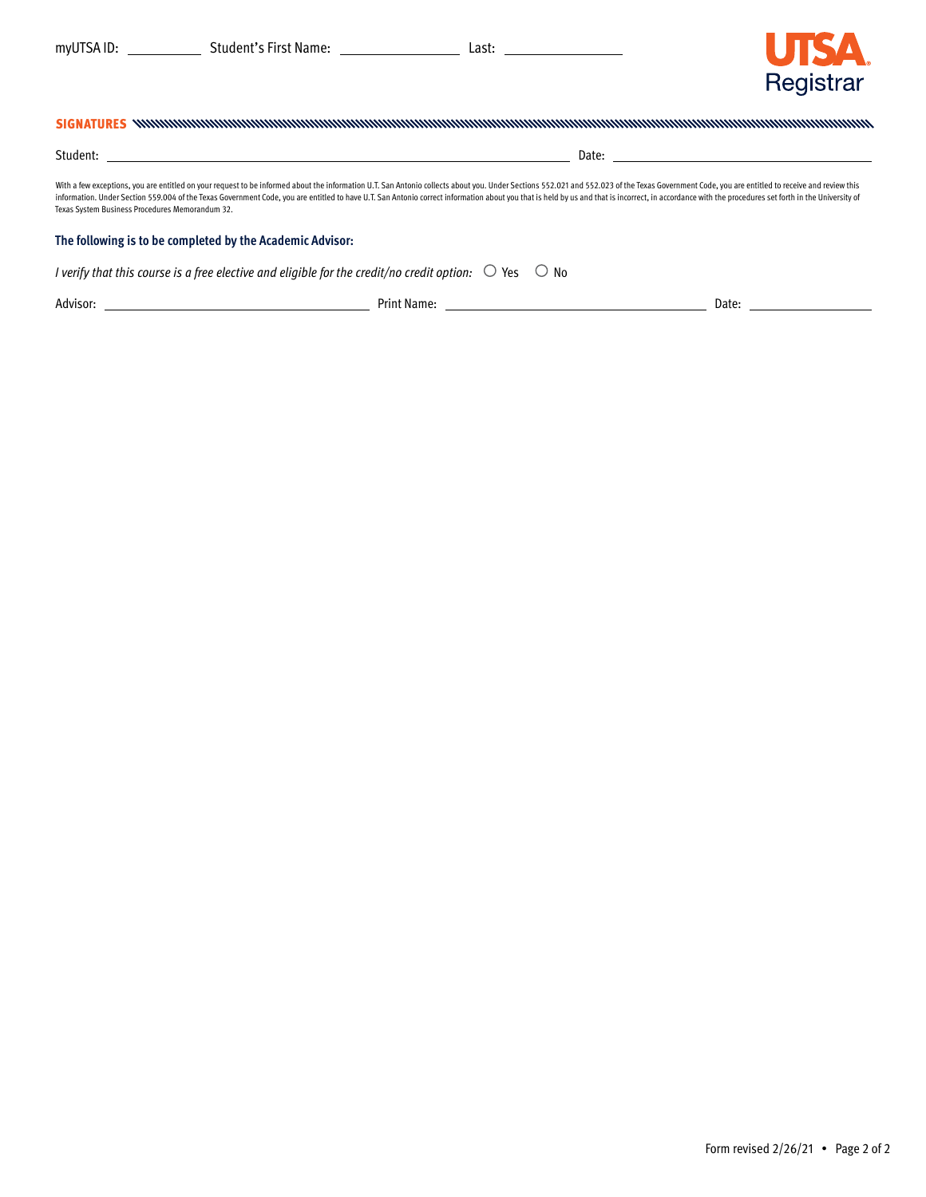myUTSA ID: ________ Student's First Name: ______________ Last: ______________

UTSA Registrar

## SIGNATURES

Student: ______________________________________________ Date: ____________________

With a few exceptions, you are entitled on your request to be informed about the information U.T. San Antonio collects about you. Under Sections 552.021 and 552.023 of the Texas Government Code, you are entitled to receive and review this information. Under Section 559.004 of the Texas Government Code, you are entitled to have U.T. San Antonio correct information about you that is held by us and that is incorrect, in accordance with the procedures set forth in the University of Texas System Business Procedures Memorandum 32.

**The following is to be completed by the Academic Advisor:**

*I verify that this course is a free elective and eligible for the credit/no credit option:* ○ Yes ○ No

Advisor: ____________________________ Print Name: ____________________________ Date: ______________

Form revised 2/26/21